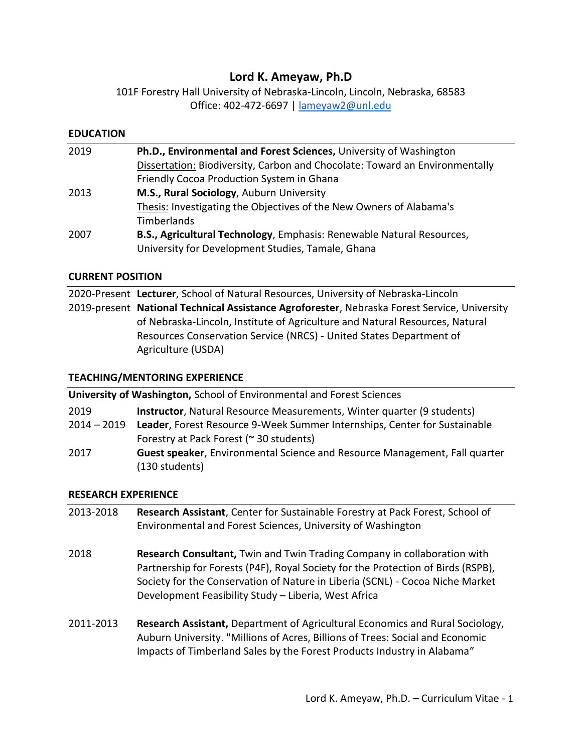# Lord K. Ameyaw, Ph.D

101F Forestry Hall University of Nebraska-Lincoln, Lincoln, Nebraska, 68583
Office: 402-472-6697 | lameyaw2@unl.edu

## EDUCATION

2019 — **Ph.D., Environmental and Forest Sciences,** University of Washington
Dissertation: Biodiversity, Carbon and Chocolate: Toward an Environmentally Friendly Cocoa Production System in Ghana

2013 — **M.S., Rural Sociology**, Auburn University
Thesis: Investigating the Objectives of the New Owners of Alabama's Timberlands

2007 — **B.S., Agricultural Technology**, Emphasis: Renewable Natural Resources, University for Development Studies, Tamale, Ghana

## CURRENT POSITION

2020-Present — **Lecturer**, School of Natural Resources, University of Nebraska-Lincoln

2019-present — **National Technical Assistance Agroforester**, Nebraska Forest Service, University of Nebraska-Lincoln, Institute of Agriculture and Natural Resources, Natural Resources Conservation Service (NRCS) - United States Department of Agriculture (USDA)

## TEACHING/MENTORING EXPERIENCE

**University of Washington,** School of Environmental and Forest Sciences

2019 — **Instructor**, Natural Resource Measurements, Winter quarter (9 students)

2014 – 2019 — **Leader**, Forest Resource 9-Week Summer Internships, Center for Sustainable Forestry at Pack Forest (~ 30 students)

2017 — **Guest speaker**, Environmental Science and Resource Management, Fall quarter (130 students)

## RESEARCH EXPERIENCE

2013-2018 — **Research Assistant**, Center for Sustainable Forestry at Pack Forest, School of Environmental and Forest Sciences, University of Washington

2018 — **Research Consultant,** Twin and Twin Trading Company in collaboration with Partnership for Forests (P4F), Royal Society for the Protection of Birds (RSPB), Society for the Conservation of Nature in Liberia (SCNL) - Cocoa Niche Market Development Feasibility Study – Liberia, West Africa

2011-2013 — **Research Assistant,** Department of Agricultural Economics and Rural Sociology, Auburn University. "Millions of Acres, Billions of Trees: Social and Economic Impacts of Timberland Sales by the Forest Products Industry in Alabama"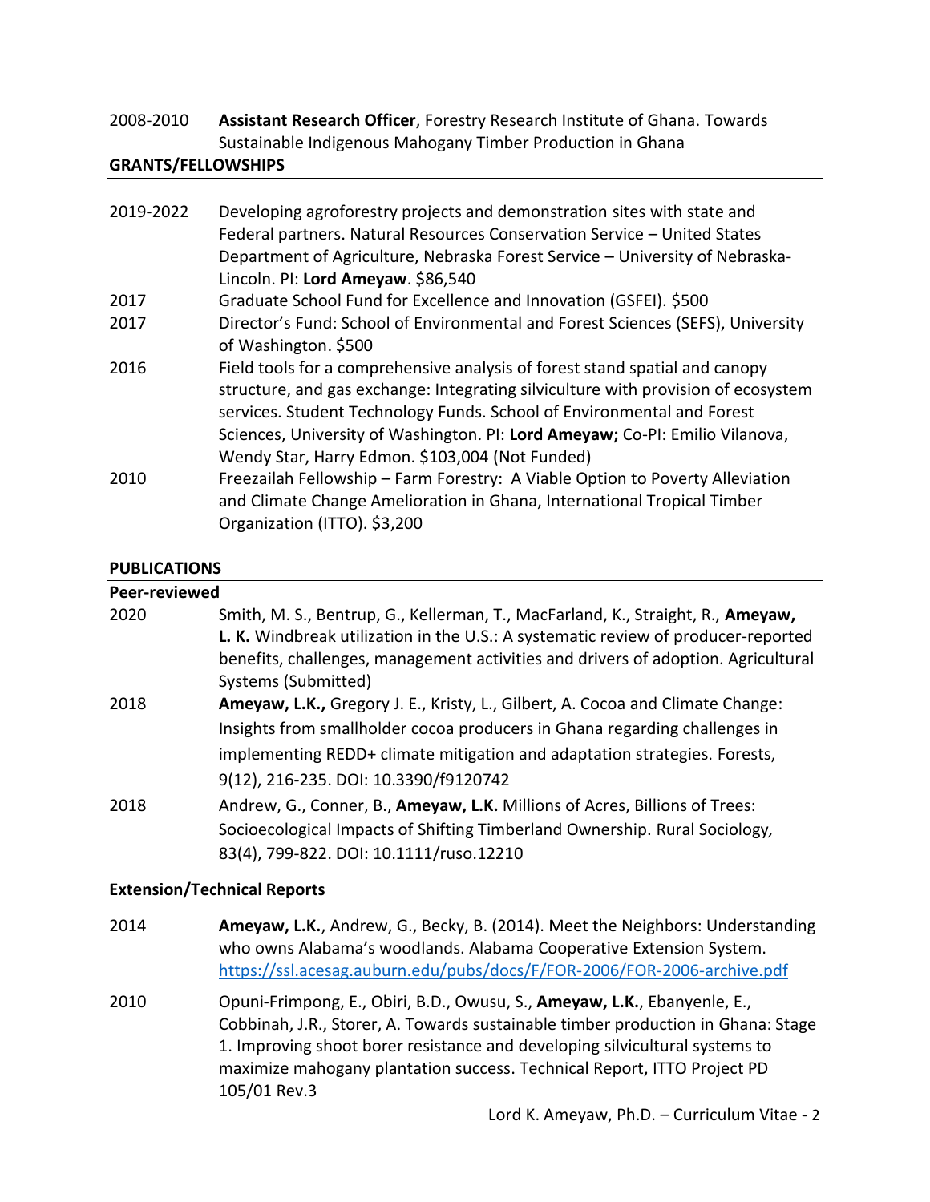2008-2010 **Assistant Research Officer**, Forestry Research Institute of Ghana. Towards Sustainable Indigenous Mahogany Timber Production in Ghana

## GRANTS/FELLOWSHIPS

2019-2022 Developing agroforestry projects and demonstration sites with state and Federal partners. Natural Resources Conservation Service – United States Department of Agriculture, Nebraska Forest Service – University of Nebraska-Lincoln. PI: **Lord Ameyaw**. $86,540

2017 Graduate School Fund for Excellence and Innovation (GSFEI). $500

2017 Director's Fund: School of Environmental and Forest Sciences (SEFS), University of Washington. $500

2016 Field tools for a comprehensive analysis of forest stand spatial and canopy structure, and gas exchange: Integrating silviculture with provision of ecosystem services. Student Technology Funds. School of Environmental and Forest Sciences, University of Washington. PI: **Lord Ameyaw;** Co-PI: Emilio Vilanova, Wendy Star, Harry Edmon. $103,004 (Not Funded)

2010 Freezailah Fellowship – Farm Forestry: A Viable Option to Poverty Alleviation and Climate Change Amelioration in Ghana, International Tropical Timber Organization (ITTO). $3,200

## PUBLICATIONS

### Peer-reviewed

2020 Smith, M. S., Bentrup, G., Kellerman, T., MacFarland, K., Straight, R., **Ameyaw, L. K.** Windbreak utilization in the U.S.: A systematic review of producer-reported benefits, challenges, management activities and drivers of adoption. Agricultural Systems (Submitted)

2018 **Ameyaw, L.K.,** Gregory J. E., Kristy, L., Gilbert, A. Cocoa and Climate Change: Insights from smallholder cocoa producers in Ghana regarding challenges in implementing REDD+ climate mitigation and adaptation strategies. Forests, 9(12), 216-235. DOI: 10.3390/f9120742

2018 Andrew, G., Conner, B., **Ameyaw, L.K.** Millions of Acres, Billions of Trees: Socioecological Impacts of Shifting Timberland Ownership. Rural Sociology*,* 83(4), 799-822. DOI: 10.1111/ruso.12210

### Extension/Technical Reports

2014 **Ameyaw, L.K.**, Andrew, G., Becky, B. (2014). Meet the Neighbors: Understanding who owns Alabama's woodlands. Alabama Cooperative Extension System. https://ssl.acesag.auburn.edu/pubs/docs/F/FOR-2006/FOR-2006-archive.pdf

2010 Opuni-Frimpong, E., Obiri, B.D., Owusu, S., **Ameyaw, L.K.**, Ebanyenle, E., Cobbinah, J.R., Storer, A. Towards sustainable timber production in Ghana: Stage 1. Improving shoot borer resistance and developing silvicultural systems to maximize mahogany plantation success. Technical Report, ITTO Project PD 105/01 Rev.3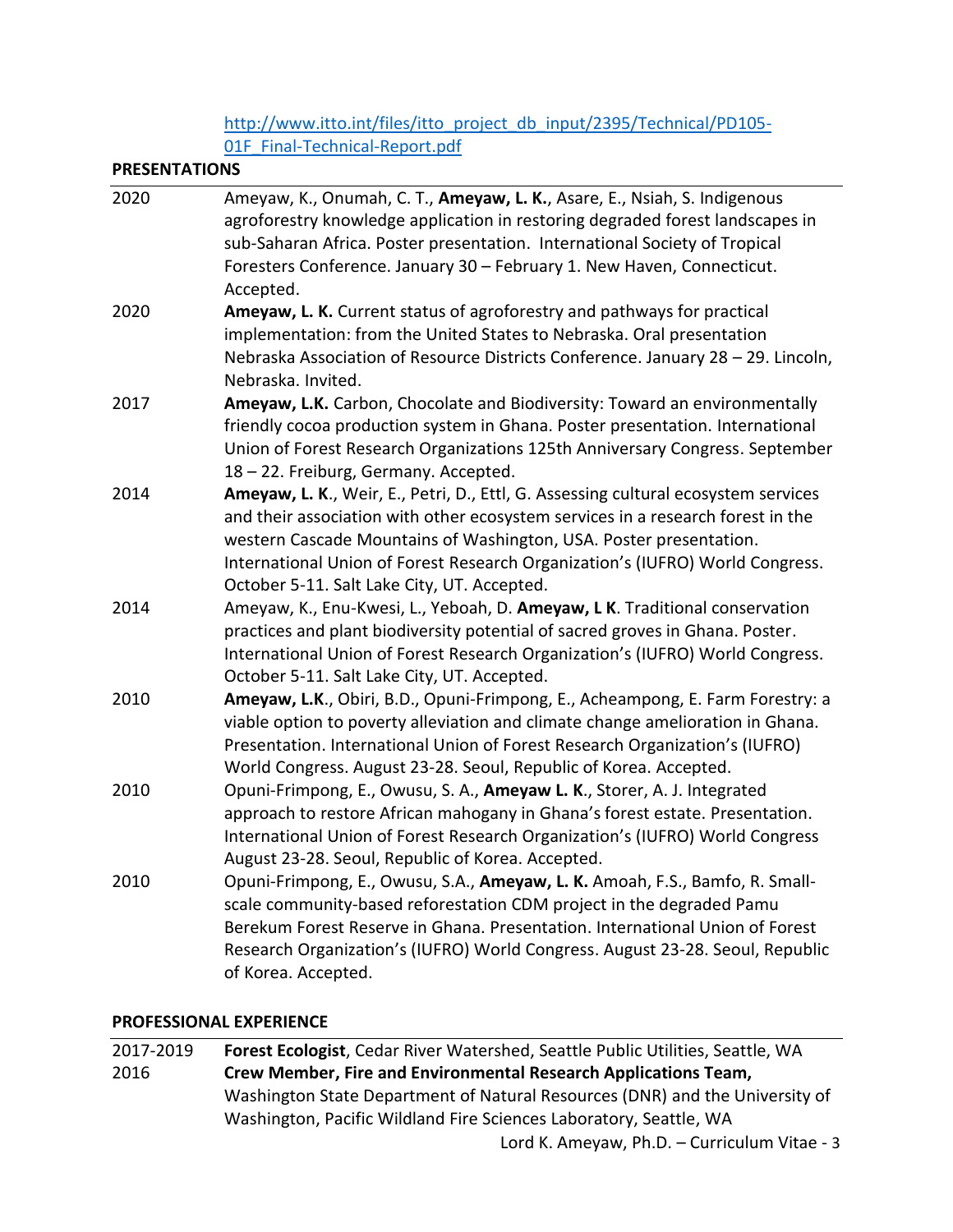http://www.itto.int/files/itto_project_db_input/2395/Technical/PD105-01F_Final-Technical-Report.pdf

## PRESENTATIONS

| | |
|---|---|
| 2020 | Ameyaw, K., Onumah, C. T., **Ameyaw, L. K.**, Asare, E., Nsiah, S. Indigenous agroforestry knowledge application in restoring degraded forest landscapes in sub-Saharan Africa. Poster presentation. International Society of Tropical Foresters Conference. January 30 – February 1. New Haven, Connecticut. Accepted. |
| 2020 | **Ameyaw, L. K.** Current status of agroforestry and pathways for practical implementation: from the United States to Nebraska. Oral presentation Nebraska Association of Resource Districts Conference. January 28 – 29. Lincoln, Nebraska. Invited. |
| 2017 | **Ameyaw, L.K.** Carbon, Chocolate and Biodiversity: Toward an environmentally friendly cocoa production system in Ghana. Poster presentation. International Union of Forest Research Organizations 125th Anniversary Congress. September 18 – 22. Freiburg, Germany. Accepted. |
| 2014 | **Ameyaw, L. K**., Weir, E., Petri, D., Ettl, G. Assessing cultural ecosystem services and their association with other ecosystem services in a research forest in the western Cascade Mountains of Washington, USA. Poster presentation. International Union of Forest Research Organization's (IUFRO) World Congress. October 5-11. Salt Lake City, UT. Accepted. |
| 2014 | Ameyaw, K., Enu-Kwesi, L., Yeboah, D. **Ameyaw, L K**. Traditional conservation practices and plant biodiversity potential of sacred groves in Ghana. Poster. International Union of Forest Research Organization's (IUFRO) World Congress. October 5-11. Salt Lake City, UT. Accepted. |
| 2010 | **Ameyaw, L.K**., Obiri, B.D., Opuni-Frimpong, E., Acheampong, E. Farm Forestry: a viable option to poverty alleviation and climate change amelioration in Ghana. Presentation. International Union of Forest Research Organization's (IUFRO) World Congress. August 23-28. Seoul, Republic of Korea. Accepted. |
| 2010 | Opuni-Frimpong, E., Owusu, S. A., **Ameyaw L. K**., Storer, A. J. Integrated approach to restore African mahogany in Ghana's forest estate. Presentation. International Union of Forest Research Organization's (IUFRO) World Congress August 23-28. Seoul, Republic of Korea. Accepted. |
| 2010 | Opuni-Frimpong, E., Owusu, S.A., **Ameyaw, L. K.** Amoah, F.S., Bamfo, R. Small-scale community-based reforestation CDM project in the degraded Pamu Berekum Forest Reserve in Ghana. Presentation. International Union of Forest Research Organization's (IUFRO) World Congress. August 23-28. Seoul, Republic of Korea. Accepted. |

## PROFESSIONAL EXPERIENCE

| | |
|---|---|
| 2017-2019 | **Forest Ecologist**, Cedar River Watershed, Seattle Public Utilities, Seattle, WA |
| 2016 | **Crew Member, Fire and Environmental Research Applications Team,** Washington State Department of Natural Resources (DNR) and the University of Washington, Pacific Wildland Fire Sciences Laboratory, Seattle, WA |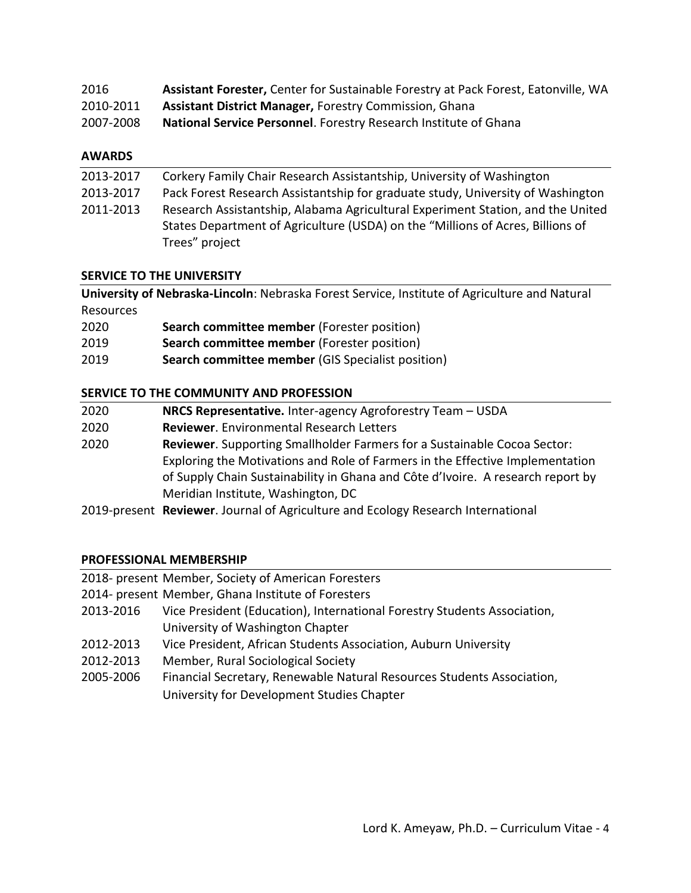2016 **Assistant Forester,** Center for Sustainable Forestry at Pack Forest, Eatonville, WA

2010-2011 **Assistant District Manager,** Forestry Commission, Ghana

2007-2008 **National Service Personnel**. Forestry Research Institute of Ghana

## AWARDS

2013-2017 Corkery Family Chair Research Assistantship, University of Washington

2013-2017 Pack Forest Research Assistantship for graduate study, University of Washington

2011-2013 Research Assistantship, Alabama Agricultural Experiment Station, and the United States Department of Agriculture (USDA) on the "Millions of Acres, Billions of Trees" project

## SERVICE TO THE UNIVERSITY

**University of Nebraska-Lincoln**: Nebraska Forest Service, Institute of Agriculture and Natural Resources

2020 **Search committee member** (Forester position)

2019 **Search committee member** (Forester position)

2019 **Search committee member** (GIS Specialist position)

## SERVICE TO THE COMMUNITY AND PROFESSION

2020 **NRCS Representative.** Inter-agency Agroforestry Team – USDA

2020 **Reviewer**. Environmental Research Letters

2020 **Reviewer**. Supporting Smallholder Farmers for a Sustainable Cocoa Sector: Exploring the Motivations and Role of Farmers in the Effective Implementation of Supply Chain Sustainability in Ghana and Côte d'Ivoire. A research report by Meridian Institute, Washington, DC

2019-present **Reviewer**. Journal of Agriculture and Ecology Research International

## PROFESSIONAL MEMBERSHIP

2018- present Member, Society of American Foresters

2014- present Member, Ghana Institute of Foresters

2013-2016 Vice President (Education), International Forestry Students Association, University of Washington Chapter

2012-2013 Vice President, African Students Association, Auburn University

2012-2013 Member, Rural Sociological Society

2005-2006 Financial Secretary, Renewable Natural Resources Students Association, University for Development Studies Chapter